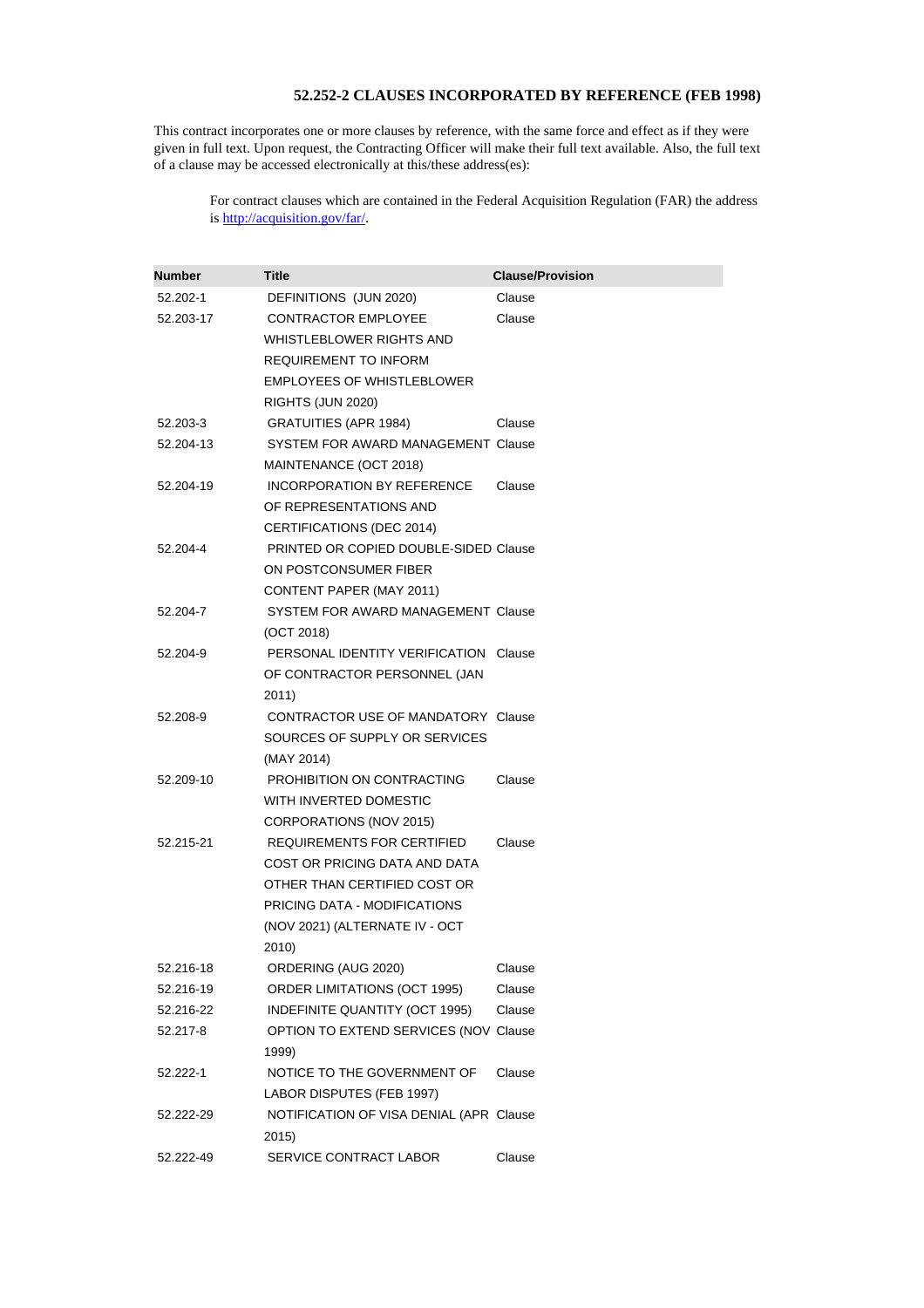### 52.252-2 CLAUSES INCORPORATED BY REFERENCE (FEB 1998)

This contract incorporates one or more clauses by reference, with the same force and effect as if they were given in full text. Upon request, the Contracting Officer will make their full text available. Also, the full text of a clause may be accessed electronically at this/these address(es):

For contract clauses which are contained in the Federal Acquisition Regulation (FAR) the address is http://acquisition.gov/far/.

| Number | Title | Clause/Provision |
|---|---|---|
| 52.202-1 | DEFINITIONS (JUN 2020) | Clause |
| 52.203-17 | CONTRACTOR EMPLOYEE WHISTLEBLOWER RIGHTS AND REQUIREMENT TO INFORM EMPLOYEES OF WHISTLEBLOWER RIGHTS (JUN 2020) | Clause |
| 52.203-3 | GRATUITIES (APR 1984) | Clause |
| 52.204-13 | SYSTEM FOR AWARD MANAGEMENT MAINTENANCE (OCT 2018) | Clause |
| 52.204-19 | INCORPORATION BY REFERENCE OF REPRESENTATIONS AND CERTIFICATIONS (DEC 2014) | Clause |
| 52.204-4 | PRINTED OR COPIED DOUBLE-SIDED ON POSTCONSUMER FIBER CONTENT PAPER (MAY 2011) | Clause |
| 52.204-7 | SYSTEM FOR AWARD MANAGEMENT (OCT 2018) | Clause |
| 52.204-9 | PERSONAL IDENTITY VERIFICATION OF CONTRACTOR PERSONNEL (JAN 2011) | Clause |
| 52.208-9 | CONTRACTOR USE OF MANDATORY SOURCES OF SUPPLY OR SERVICES (MAY 2014) | Clause |
| 52.209-10 | PROHIBITION ON CONTRACTING WITH INVERTED DOMESTIC CORPORATIONS (NOV 2015) | Clause |
| 52.215-21 | REQUIREMENTS FOR CERTIFIED COST OR PRICING DATA AND DATA OTHER THAN CERTIFIED COST OR PRICING DATA - MODIFICATIONS (NOV 2021) (ALTERNATE IV - OCT 2010) | Clause |
| 52.216-18 | ORDERING (AUG 2020) | Clause |
| 52.216-19 | ORDER LIMITATIONS (OCT 1995) | Clause |
| 52.216-22 | INDEFINITE QUANTITY (OCT 1995) | Clause |
| 52.217-8 | OPTION TO EXTEND SERVICES (NOV 1999) | Clause |
| 52.222-1 | NOTICE TO THE GOVERNMENT OF LABOR DISPUTES (FEB 1997) | Clause |
| 52.222-29 | NOTIFICATION OF VISA DENIAL (APR 2015) | Clause |
| 52.222-49 | SERVICE CONTRACT LABOR | Clause |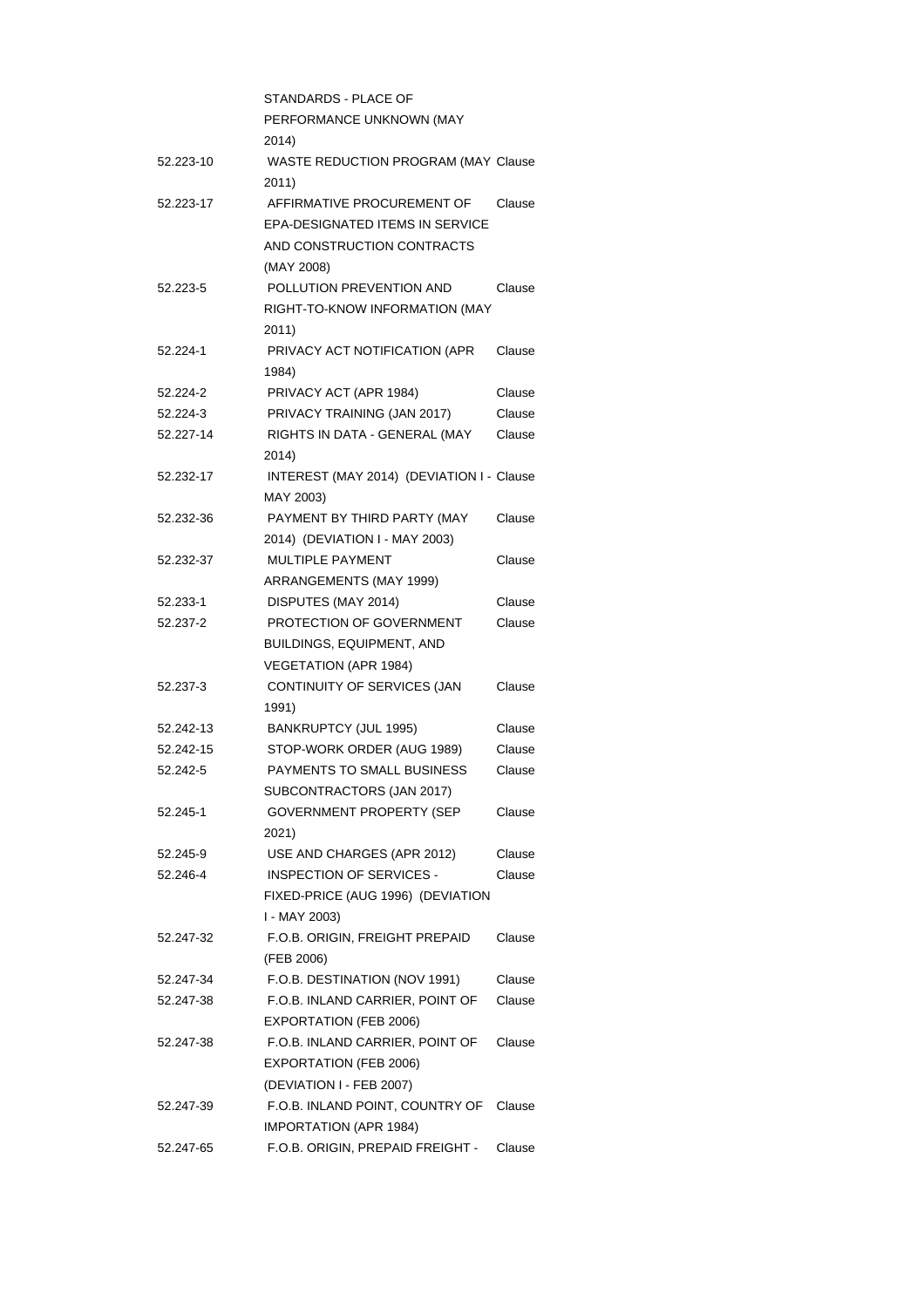| | | |
|---|---|---|
| | STANDARDS - PLACE OF PERFORMANCE UNKNOWN (MAY 2014) | |
| 52.223-10 | WASTE REDUCTION PROGRAM (MAY 2011) | Clause |
| 52.223-17 | AFFIRMATIVE PROCUREMENT OF EPA-DESIGNATED ITEMS IN SERVICE AND CONSTRUCTION CONTRACTS (MAY 2008) | Clause |
| 52.223-5 | POLLUTION PREVENTION AND RIGHT-TO-KNOW INFORMATION (MAY 2011) | Clause |
| 52.224-1 | PRIVACY ACT NOTIFICATION (APR 1984) | Clause |
| 52.224-2 | PRIVACY ACT (APR 1984) | Clause |
| 52.224-3 | PRIVACY TRAINING (JAN 2017) | Clause |
| 52.227-14 | RIGHTS IN DATA - GENERAL (MAY 2014) | Clause |
| 52.232-17 | INTEREST (MAY 2014) (DEVIATION I - MAY 2003) | Clause |
| 52.232-36 | PAYMENT BY THIRD PARTY (MAY 2014) (DEVIATION I - MAY 2003) | Clause |
| 52.232-37 | MULTIPLE PAYMENT ARRANGEMENTS (MAY 1999) | Clause |
| 52.233-1 | DISPUTES (MAY 2014) | Clause |
| 52.237-2 | PROTECTION OF GOVERNMENT BUILDINGS, EQUIPMENT, AND VEGETATION (APR 1984) | Clause |
| 52.237-3 | CONTINUITY OF SERVICES (JAN 1991) | Clause |
| 52.242-13 | BANKRUPTCY (JUL 1995) | Clause |
| 52.242-15 | STOP-WORK ORDER (AUG 1989) | Clause |
| 52.242-5 | PAYMENTS TO SMALL BUSINESS SUBCONTRACTORS (JAN 2017) | Clause |
| 52.245-1 | GOVERNMENT PROPERTY (SEP 2021) | Clause |
| 52.245-9 | USE AND CHARGES (APR 2012) | Clause |
| 52.246-4 | INSPECTION OF SERVICES - FIXED-PRICE (AUG 1996) (DEVIATION I - MAY 2003) | Clause |
| 52.247-32 | F.O.B. ORIGIN, FREIGHT PREPAID (FEB 2006) | Clause |
| 52.247-34 | F.O.B. DESTINATION (NOV 1991) | Clause |
| 52.247-38 | F.O.B. INLAND CARRIER, POINT OF EXPORTATION (FEB 2006) | Clause |
| 52.247-38 | F.O.B. INLAND CARRIER, POINT OF EXPORTATION (FEB 2006) (DEVIATION I - FEB 2007) | Clause |
| 52.247-39 | F.O.B. INLAND POINT, COUNTRY OF IMPORTATION (APR 1984) | Clause |
| 52.247-65 | F.O.B. ORIGIN, PREPAID FREIGHT - | Clause |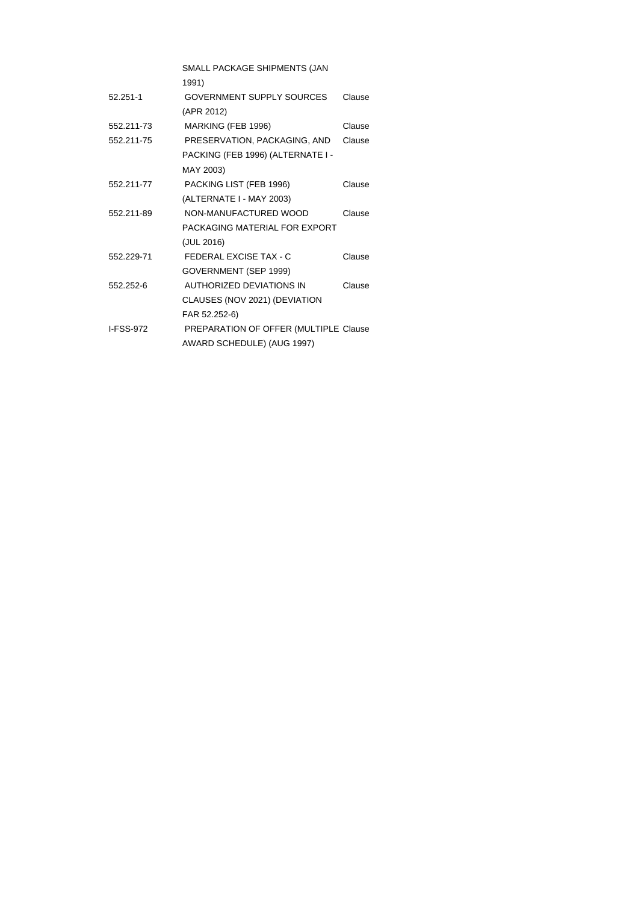| | | |
|---|---|---|
| | SMALL PACKAGE SHIPMENTS (JAN 1991) | |
| 52.251-1 | GOVERNMENT SUPPLY SOURCES (APR 2012) | Clause |
| 552.211-73 | MARKING (FEB 1996) | Clause |
| 552.211-75 | PRESERVATION, PACKAGING, AND PACKING (FEB 1996) (ALTERNATE I - MAY 2003) | Clause |
| 552.211-77 | PACKING LIST (FEB 1996) (ALTERNATE I - MAY 2003) | Clause |
| 552.211-89 | NON-MANUFACTURED WOOD PACKAGING MATERIAL FOR EXPORT (JUL 2016) | Clause |
| 552.229-71 | FEDERAL EXCISE TAX - C GOVERNMENT (SEP 1999) | Clause |
| 552.252-6 | AUTHORIZED DEVIATIONS IN CLAUSES (NOV 2021) (DEVIATION FAR 52.252-6) | Clause |
| I-FSS-972 | PREPARATION OF OFFER (MULTIPLE AWARD SCHEDULE) (AUG 1997) | Clause |